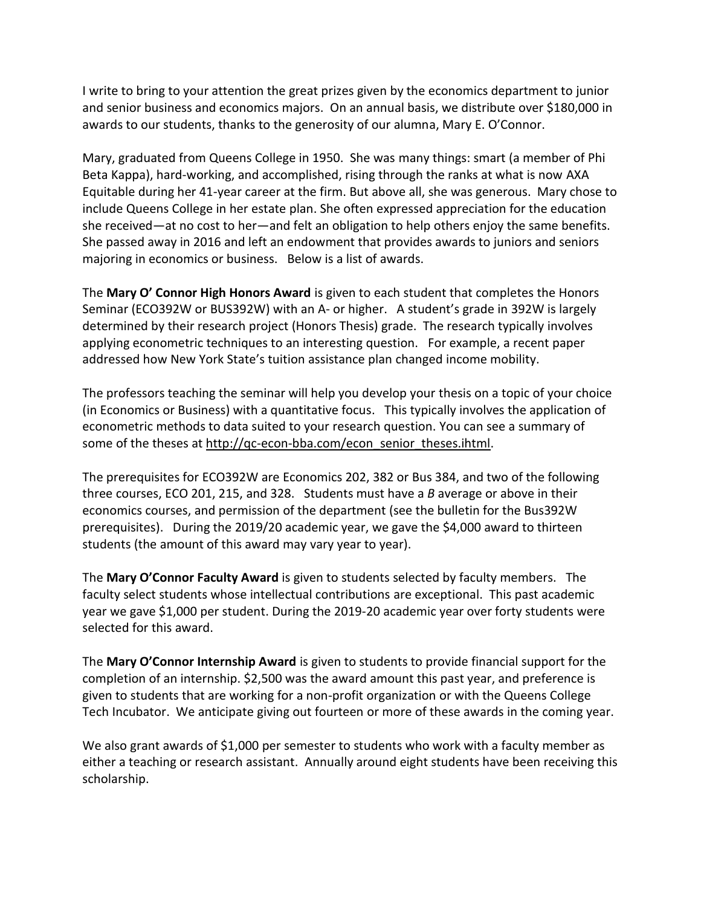I write to bring to your attention the great prizes given by the economics department to junior and senior business and economics majors. On an annual basis, we distribute over $180,000 in awards to our students, thanks to the generosity of our alumna, Mary E. O'Connor.

Mary, graduated from Queens College in 1950. She was many things: smart (a member of Phi Beta Kappa), hard-working, and accomplished, rising through the ranks at what is now AXA Equitable during her 41-year career at the firm. But above all, she was generous. Mary chose to include Queens College in her estate plan. She often expressed appreciation for the education she received—at no cost to her—and felt an obligation to help others enjoy the same benefits. She passed away in 2016 and left an endowment that provides awards to juniors and seniors majoring in economics or business. Below is a list of awards.

The **Mary O' Connor High Honors Award** is given to each student that completes the Honors Seminar (ECO392W or BUS392W) with an A- or higher. A student's grade in 392W is largely determined by their research project (Honors Thesis) grade. The research typically involves applying econometric techniques to an interesting question. For example, a recent paper addressed how New York State's tuition assistance plan changed income mobility.

The professors teaching the seminar will help you develop your thesis on a topic of your choice (in Economics or Business) with a quantitative focus. This typically involves the application of econometric methods to data suited to your research question. You can see a summary of some of the theses at http://qc-econ-bba.com/econ_senior_theses.ihtml.

The prerequisites for ECO392W are Economics 202, 382 or Bus 384, and two of the following three courses, ECO 201, 215, and 328. Students must have a *B* average or above in their economics courses, and permission of the department (see the bulletin for the Bus392W prerequisites). During the 2019/20 academic year, we gave the $4,000 award to thirteen students (the amount of this award may vary year to year).

The **Mary O'Connor Faculty Award** is given to students selected by faculty members. The faculty select students whose intellectual contributions are exceptional. This past academic year we gave $1,000 per student. During the 2019-20 academic year over forty students were selected for this award.

The **Mary O'Connor Internship Award** is given to students to provide financial support for the completion of an internship. $2,500 was the award amount this past year, and preference is given to students that are working for a non-profit organization or with the Queens College Tech Incubator. We anticipate giving out fourteen or more of these awards in the coming year.

We also grant awards of $1,000 per semester to students who work with a faculty member as either a teaching or research assistant. Annually around eight students have been receiving this scholarship.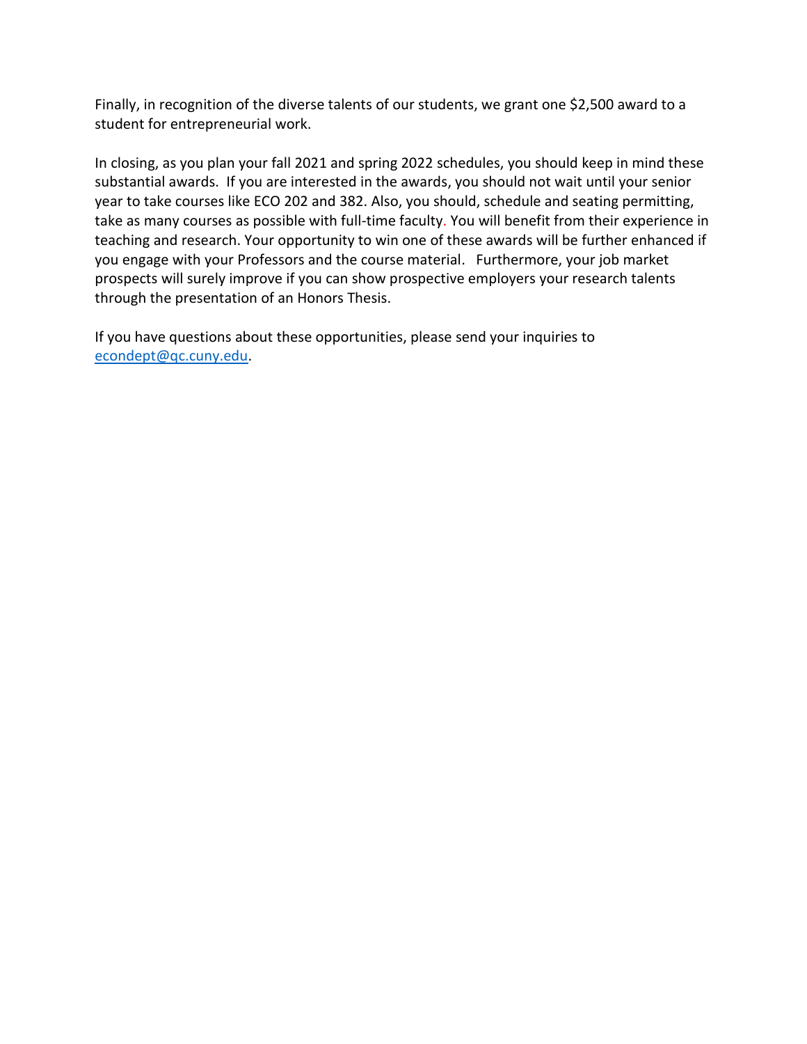Finally, in recognition of the diverse talents of our students, we grant one $2,500 award to a student for entrepreneurial work.

In closing, as you plan your fall 2021 and spring 2022 schedules, you should keep in mind these substantial awards. If you are interested in the awards, you should not wait until your senior year to take courses like ECO 202 and 382. Also, you should, schedule and seating permitting, take as many courses as possible with full-time faculty. You will benefit from their experience in teaching and research. Your opportunity to win one of these awards will be further enhanced if you engage with your Professors and the course material. Furthermore, your job market prospects will surely improve if you can show prospective employers your research talents through the presentation of an Honors Thesis.

If you have questions about these opportunities, please send your inquiries to econdept@qc.cuny.edu.